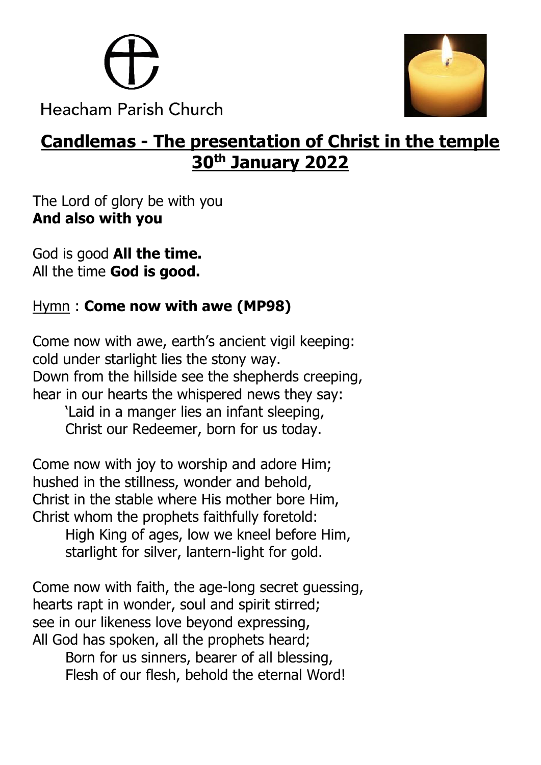Heacham Parish Church

# Candlemas - The presentation of Christ in the temple 30th January 2022

The Lord of glory be with you
**And also with you**

God is good **All the time.**
All the time **God is good.**

Hymn : **Come now with awe (MP98)**

Come now with awe, earth's ancient vigil keeping:
cold under starlight lies the stony way.
Down from the hillside see the shepherds creeping,
hear in our hearts the whispered news they say:
'Laid in a manger lies an infant sleeping,
Christ our Redeemer, born for us today.

Come now with joy to worship and adore Him;
hushed in the stillness, wonder and behold,
Christ in the stable where His mother bore Him,
Christ whom the prophets faithfully foretold:
High King of ages, low we kneel before Him,
starlight for silver, lantern-light for gold.

Come now with faith, the age-long secret guessing,
hearts rapt in wonder, soul and spirit stirred;
see in our likeness love beyond expressing,
All God has spoken, all the prophets heard;
Born for us sinners, bearer of all blessing,
Flesh of our flesh, behold the eternal Word!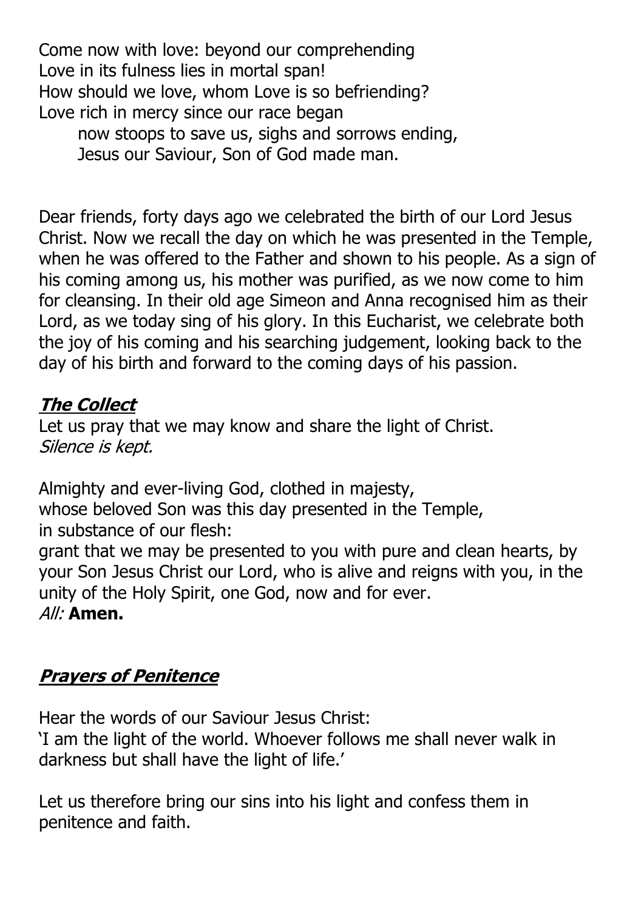Come now with love: beyond our comprehending
Love in its fulness lies in mortal span!
How should we love, whom Love is so befriending?
Love rich in mercy since our race began
    now stoops to save us, sighs and sorrows ending,
    Jesus our Saviour, Son of God made man.

Dear friends, forty days ago we celebrated the birth of our Lord Jesus Christ. Now we recall the day on which he was presented in the Temple, when he was offered to the Father and shown to his people. As a sign of his coming among us, his mother was purified, as we now come to him for cleansing. In their old age Simeon and Anna recognised him as their Lord, as we today sing of his glory. In this Eucharist, we celebrate both the joy of his coming and his searching judgement, looking back to the day of his birth and forward to the coming days of his passion.

## ***The Collect***

Let us pray that we may know and share the light of Christ.
*Silence is kept.*

Almighty and ever-living God, clothed in majesty,
whose beloved Son was this day presented in the Temple,
in substance of our flesh:
grant that we may be presented to you with pure and clean hearts, by your Son Jesus Christ our Lord, who is alive and reigns with you, in the unity of the Holy Spirit, one God, now and for ever.
*All:* **Amen.**

## ***Prayers of Penitence***

Hear the words of our Saviour Jesus Christ:
'I am the light of the world. Whoever follows me shall never walk in darkness but shall have the light of life.'

Let us therefore bring our sins into his light and confess them in penitence and faith.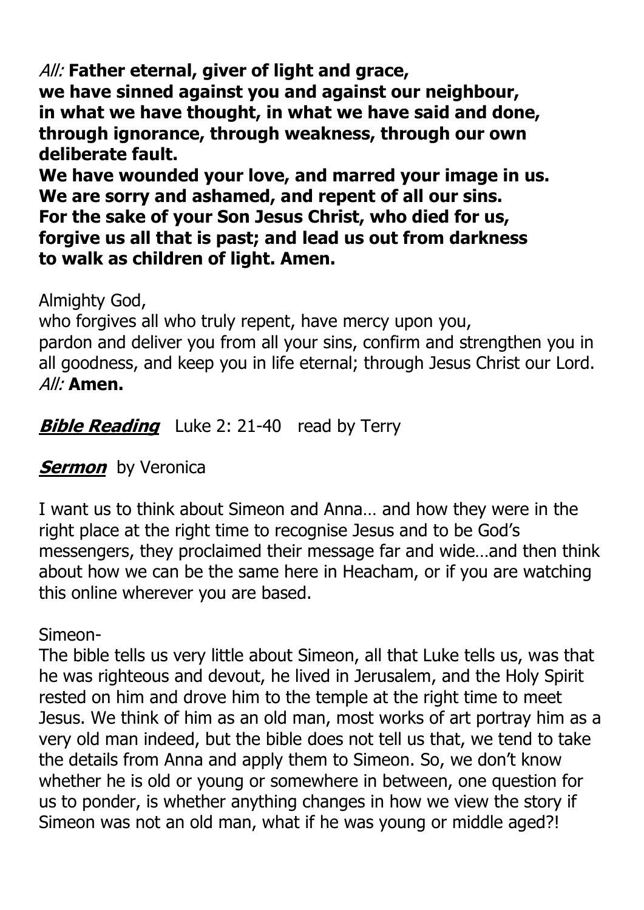*All:* **Father eternal, giver of light and grace, we have sinned against you and against our neighbour, in what we have thought, in what we have said and done, through ignorance, through weakness, through our own deliberate fault. We have wounded your love, and marred your image in us. We are sorry and ashamed, and repent of all our sins. For the sake of your Son Jesus Christ, who died for us, forgive us all that is past; and lead us out from darkness to walk as children of light. Amen.**

Almighty God,
who forgives all who truly repent, have mercy upon you,
pardon and deliver you from all your sins, confirm and strengthen you in all goodness, and keep you in life eternal; through Jesus Christ our Lord.
*All:* **Amen.**

***Bible Reading*** Luke 2: 21-40 read by Terry

***Sermon*** by Veronica

I want us to think about Simeon and Anna… and how they were in the right place at the right time to recognise Jesus and to be God's messengers, they proclaimed their message far and wide…and then think about how we can be the same here in Heacham, or if you are watching this online wherever you are based.

Simeon-

The bible tells us very little about Simeon, all that Luke tells us, was that he was righteous and devout, he lived in Jerusalem, and the Holy Spirit rested on him and drove him to the temple at the right time to meet Jesus. We think of him as an old man, most works of art portray him as a very old man indeed, but the bible does not tell us that, we tend to take the details from Anna and apply them to Simeon. So, we don't know whether he is old or young or somewhere in between, one question for us to ponder, is whether anything changes in how we view the story if Simeon was not an old man, what if he was young or middle aged?!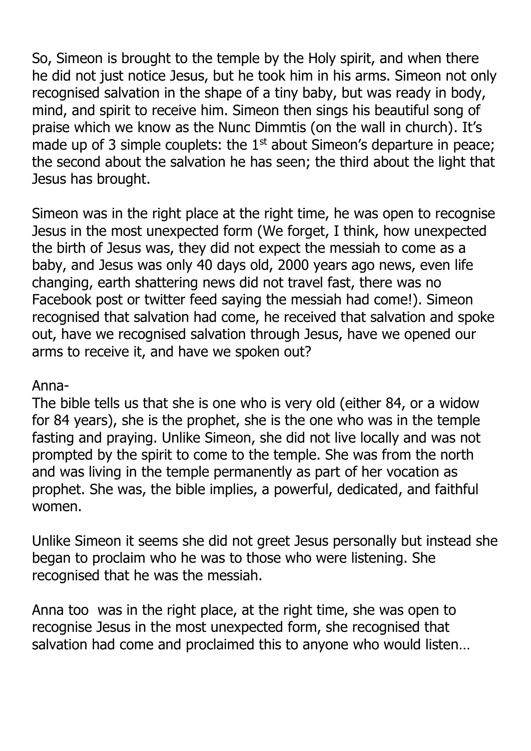So, Simeon is brought to the temple by the Holy spirit, and when there he did not just notice Jesus, but he took him in his arms. Simeon not only recognised salvation in the shape of a tiny baby, but was ready in body, mind, and spirit to receive him. Simeon then sings his beautiful song of praise which we know as the Nunc Dimmtis (on the wall in church). It's made up of 3 simple couplets: the 1st about Simeon's departure in peace; the second about the salvation he has seen; the third about the light that Jesus has brought.

Simeon was in the right place at the right time, he was open to recognise Jesus in the most unexpected form (We forget, I think, how unexpected the birth of Jesus was, they did not expect the messiah to come as a baby, and Jesus was only 40 days old, 2000 years ago news, even life changing, earth shattering news did not travel fast, there was no Facebook post or twitter feed saying the messiah had come!). Simeon recognised that salvation had come, he received that salvation and spoke out, have we recognised salvation through Jesus, have we opened our arms to receive it, and have we spoken out?

Anna-

The bible tells us that she is one who is very old (either 84, or a widow for 84 years), she is the prophet, she is the one who was in the temple fasting and praying. Unlike Simeon, she did not live locally and was not prompted by the spirit to come to the temple. She was from the north and was living in the temple permanently as part of her vocation as prophet. She was, the bible implies, a powerful, dedicated, and faithful women.

Unlike Simeon it seems she did not greet Jesus personally but instead she began to proclaim who he was to those who were listening. She recognised that he was the messiah.

Anna too was in the right place, at the right time, she was open to recognise Jesus in the most unexpected form, she recognised that salvation had come and proclaimed this to anyone who would listen…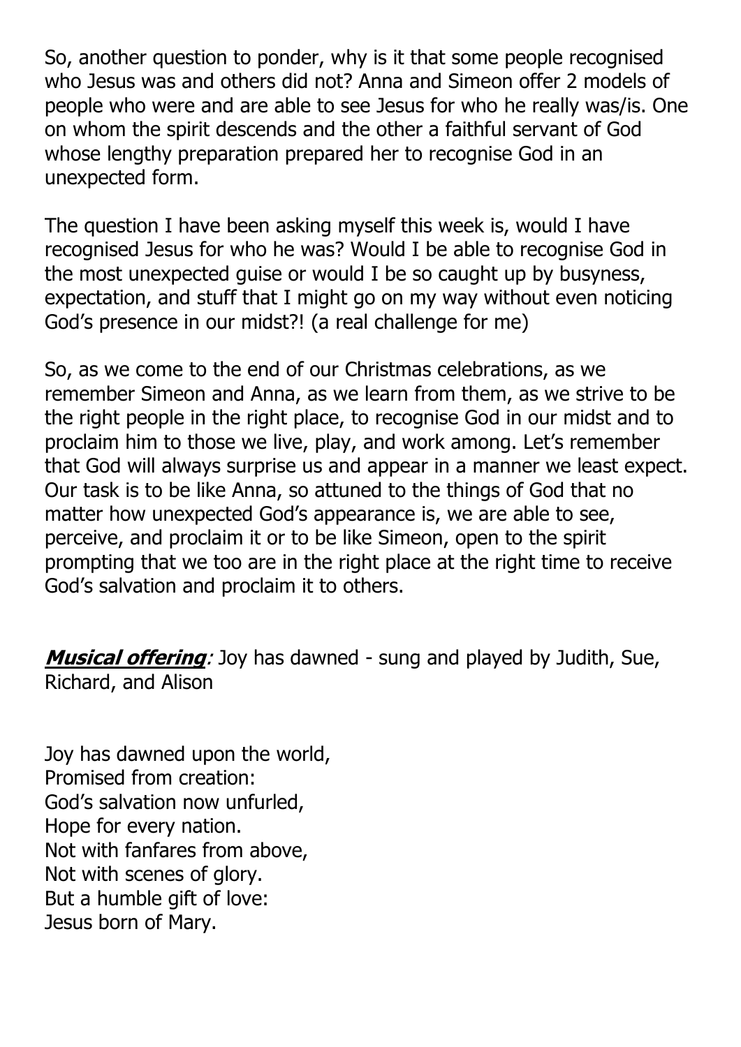So, another question to ponder, why is it that some people recognised who Jesus was and others did not? Anna and Simeon offer 2 models of people who were and are able to see Jesus for who he really was/is. One on whom the spirit descends and the other a faithful servant of God whose lengthy preparation prepared her to recognise God in an unexpected form.

The question I have been asking myself this week is, would I have recognised Jesus for who he was? Would I be able to recognise God in the most unexpected guise or would I be so caught up by busyness, expectation, and stuff that I might go on my way without even noticing God's presence in our midst?! (a real challenge for me)

So, as we come to the end of our Christmas celebrations, as we remember Simeon and Anna, as we learn from them, as we strive to be the right people in the right place, to recognise God in our midst and to proclaim him to those we live, play, and work among. Let's remember that God will always surprise us and appear in a manner we least expect. Our task is to be like Anna, so attuned to the things of God that no matter how unexpected God's appearance is, we are able to see, perceive, and proclaim it or to be like Simeon, open to the spirit prompting that we too are in the right place at the right time to receive God's salvation and proclaim it to others.

***Musical offering**:* Joy has dawned - sung and played by Judith, Sue, Richard, and Alison

Joy has dawned upon the world,
Promised from creation:
God's salvation now unfurled,
Hope for every nation.
Not with fanfares from above,
Not with scenes of glory.
But a humble gift of love:
Jesus born of Mary.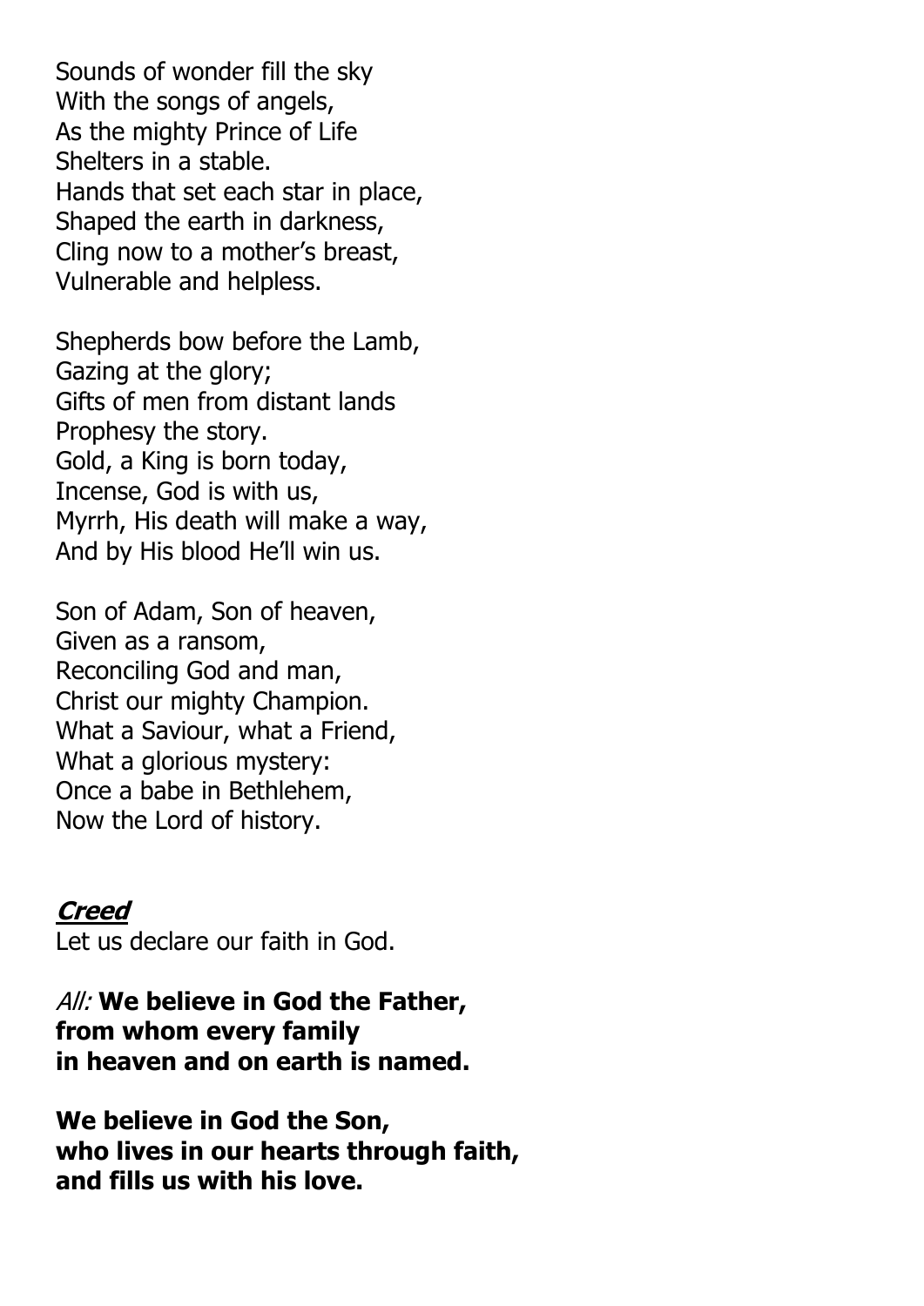Sounds of wonder fill the sky  
With the songs of angels,  
As the mighty Prince of Life  
Shelters in a stable.  
Hands that set each star in place,  
Shaped the earth in darkness,  
Cling now to a mother's breast,  
Vulnerable and helpless.

Shepherds bow before the Lamb,  
Gazing at the glory;  
Gifts of men from distant lands  
Prophesy the story.  
Gold, a King is born today,  
Incense, God is with us,  
Myrrh, His death will make a way,  
And by His blood He'll win us.

Son of Adam, Son of heaven,  
Given as a ransom,  
Reconciling God and man,  
Christ our mighty Champion.  
What a Saviour, what a Friend,  
What a glorious mystery:  
Once a babe in Bethlehem,  
Now the Lord of history.

***Creed***

Let us declare our faith in God.

*All:* **We believe in God the Father,**  
**from whom every family**  
**in heaven and on earth is named.**

**We believe in God the Son,**  
**who lives in our hearts through faith,**  
**and fills us with his love.**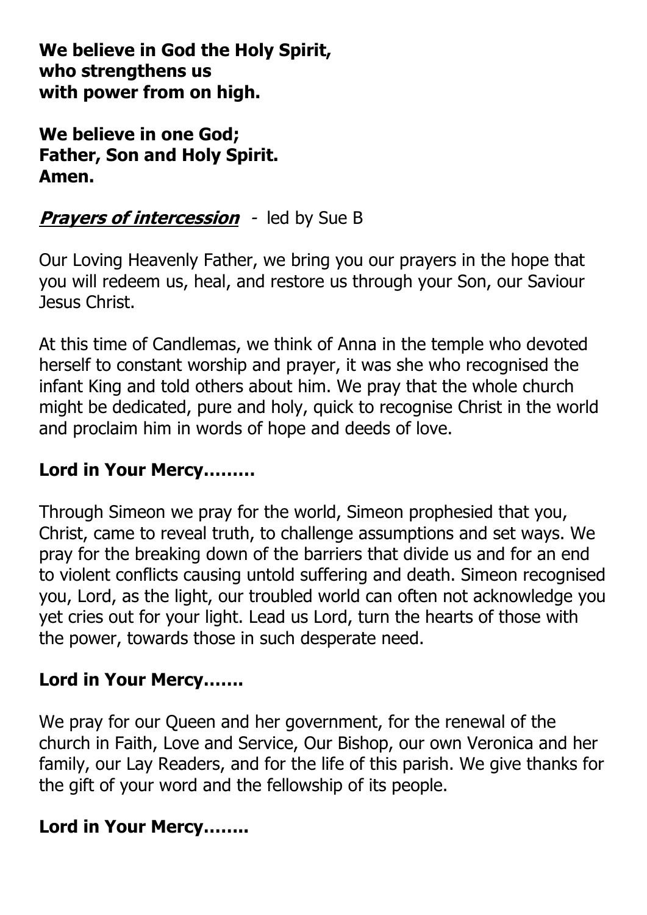**We believe in God the Holy Spirit,**
**who strengthens us**
**with power from on high.**

**We believe in one God;**
**Father, Son and Holy Spirit.**
**Amen.**

***Prayers of intercession*** - led by Sue B

Our Loving Heavenly Father, we bring you our prayers in the hope that you will redeem us, heal, and restore us through your Son, our Saviour Jesus Christ.

At this time of Candlemas, we think of Anna in the temple who devoted herself to constant worship and prayer, it was she who recognised the infant King and told others about him. We pray that the whole church might be dedicated, pure and holy, quick to recognise Christ in the world and proclaim him in words of hope and deeds of love.

**Lord in Your Mercy………**

Through Simeon we pray for the world, Simeon prophesied that you, Christ, came to reveal truth, to challenge assumptions and set ways. We pray for the breaking down of the barriers that divide us and for an end to violent conflicts causing untold suffering and death. Simeon recognised you, Lord, as the light, our troubled world can often not acknowledge you yet cries out for your light. Lead us Lord, turn the hearts of those with the power, towards those in such desperate need.

**Lord in Your Mercy…….**

We pray for our Queen and her government, for the renewal of the church in Faith, Love and Service, Our Bishop, our own Veronica and her family, our Lay Readers, and for the life of this parish. We give thanks for the gift of your word and the fellowship of its people.

**Lord in Your Mercy……..**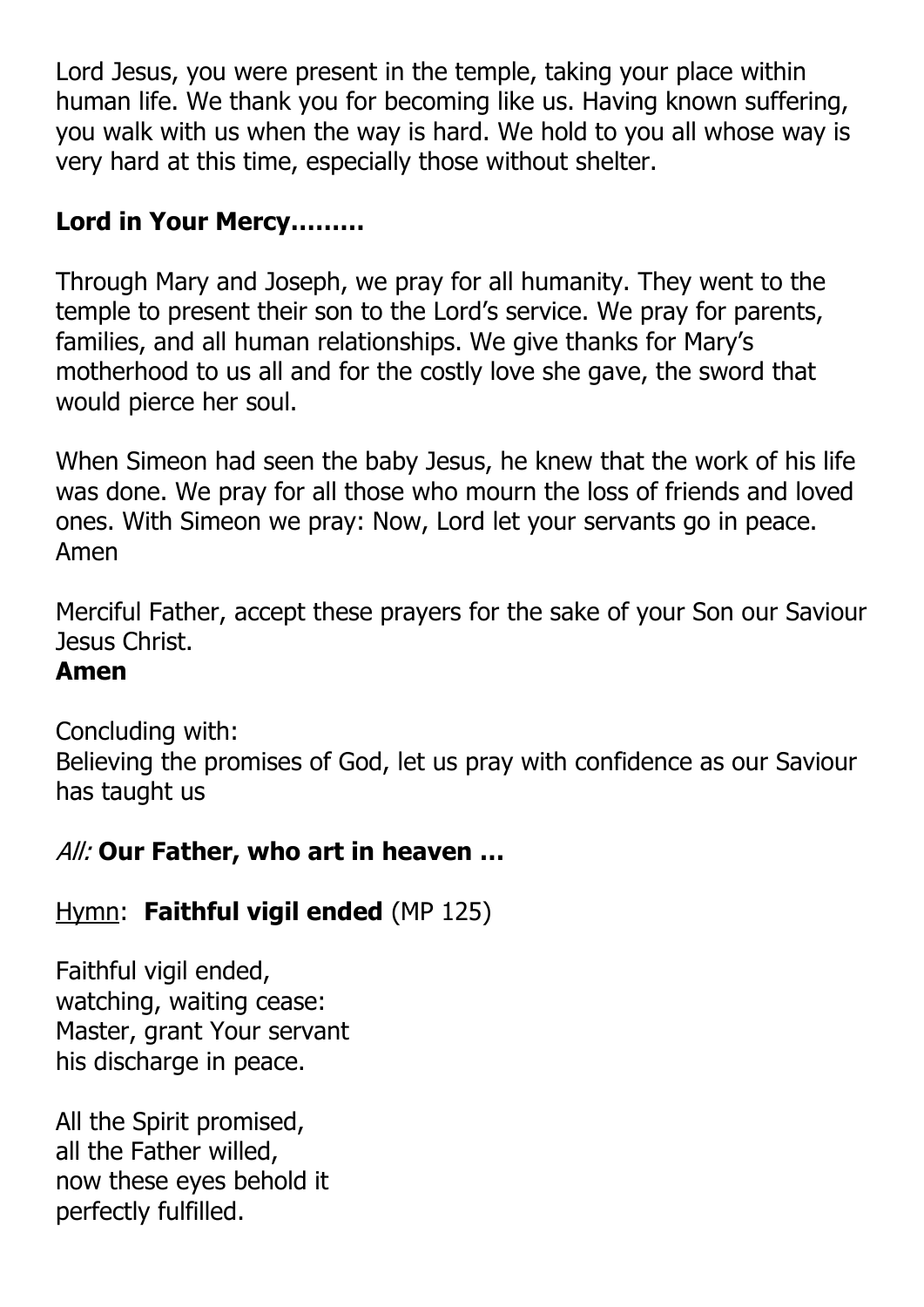Lord Jesus, you were present in the temple, taking your place within human life. We thank you for becoming like us. Having known suffering, you walk with us when the way is hard. We hold to you all whose way is very hard at this time, especially those without shelter.

**Lord in Your Mercy………**

Through Mary and Joseph, we pray for all humanity. They went to the temple to present their son to the Lord's service. We pray for parents, families, and all human relationships. We give thanks for Mary's motherhood to us all and for the costly love she gave, the sword that would pierce her soul.

When Simeon had seen the baby Jesus, he knew that the work of his life was done. We pray for all those who mourn the loss of friends and loved ones. With Simeon we pray: Now, Lord let your servants go in peace. Amen

Merciful Father, accept these prayers for the sake of your Son our Saviour Jesus Christ.
**Amen**

Concluding with:
Believing the promises of God, let us pray with confidence as our Saviour has taught us

*All:* **Our Father, who art in heaven …**

Hymn: **Faithful vigil ended** (MP 125)

Faithful vigil ended,
watching, waiting cease:
Master, grant Your servant
his discharge in peace.

All the Spirit promised,
all the Father willed,
now these eyes behold it
perfectly fulfilled.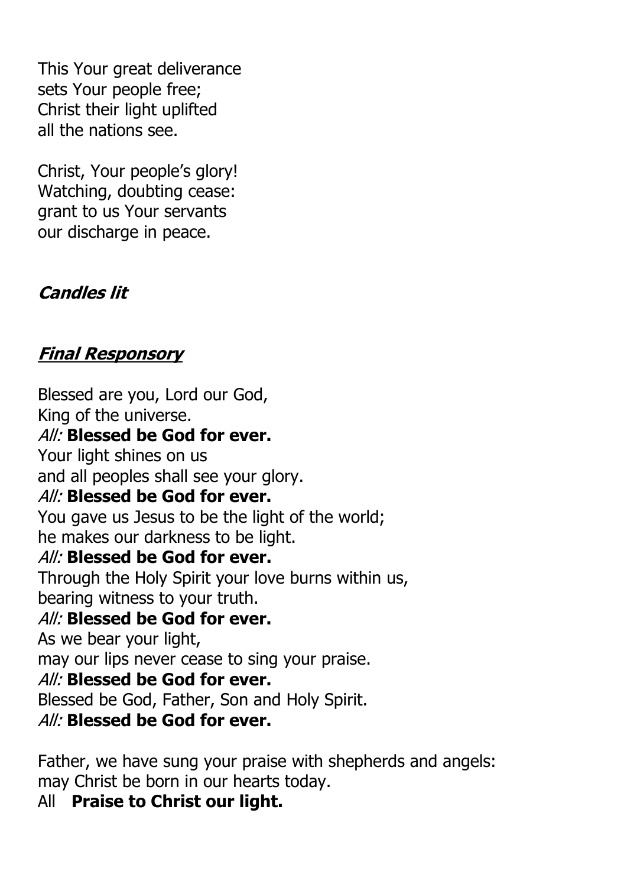This Your great deliverance
sets Your people free;
Christ their light uplifted
all the nations see.

Christ, Your people's glory!
Watching, doubting cease:
grant to us Your servants
our discharge in peace.

### ***Candles lit***

### ***Final Responsory***

Blessed are you, Lord our God,
King of the universe.
*All:* **Blessed be God for ever.**
Your light shines on us
and all peoples shall see your glory.
*All:* **Blessed be God for ever.**
You gave us Jesus to be the light of the world;
he makes our darkness to be light.
*All:* **Blessed be God for ever.**
Through the Holy Spirit your love burns within us,
bearing witness to your truth.
*All:* **Blessed be God for ever.**
As we bear your light,
may our lips never cease to sing your praise.
*All:* **Blessed be God for ever.**
Blessed be God, Father, Son and Holy Spirit.
*All:* **Blessed be God for ever.**

Father, we have sung your praise with shepherds and angels:
may Christ be born in our hearts today.
All **Praise to Christ our light.**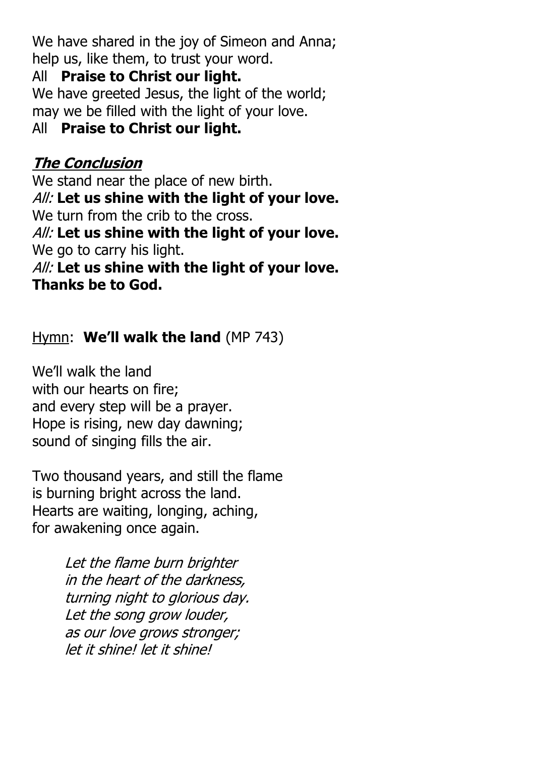We have shared in the joy of Simeon and Anna;
help us, like them, to trust your word.
All **Praise to Christ our light.**
We have greeted Jesus, the light of the world;
may we be filled with the light of your love.
All **Praise to Christ our light.**

## ***The Conclusion***

We stand near the place of new birth.
*All:* **Let us shine with the light of your love.**
We turn from the crib to the cross.
*All:* **Let us shine with the light of your love.**
We go to carry his light.
*All:* **Let us shine with the light of your love.**
**Thanks be to God.**

Hymn: **We'll walk the land** (MP 743)

We'll walk the land
with our hearts on fire;
and every step will be a prayer.
Hope is rising, new day dawning;
sound of singing fills the air.

Two thousand years, and still the flame
is burning bright across the land.
Hearts are waiting, longing, aching,
for awakening once again.

> *Let the flame burn brighter*
> *in the heart of the darkness,*
> *turning night to glorious day.*
> *Let the song grow louder,*
> *as our love grows stronger;*
> *let it shine! let it shine!*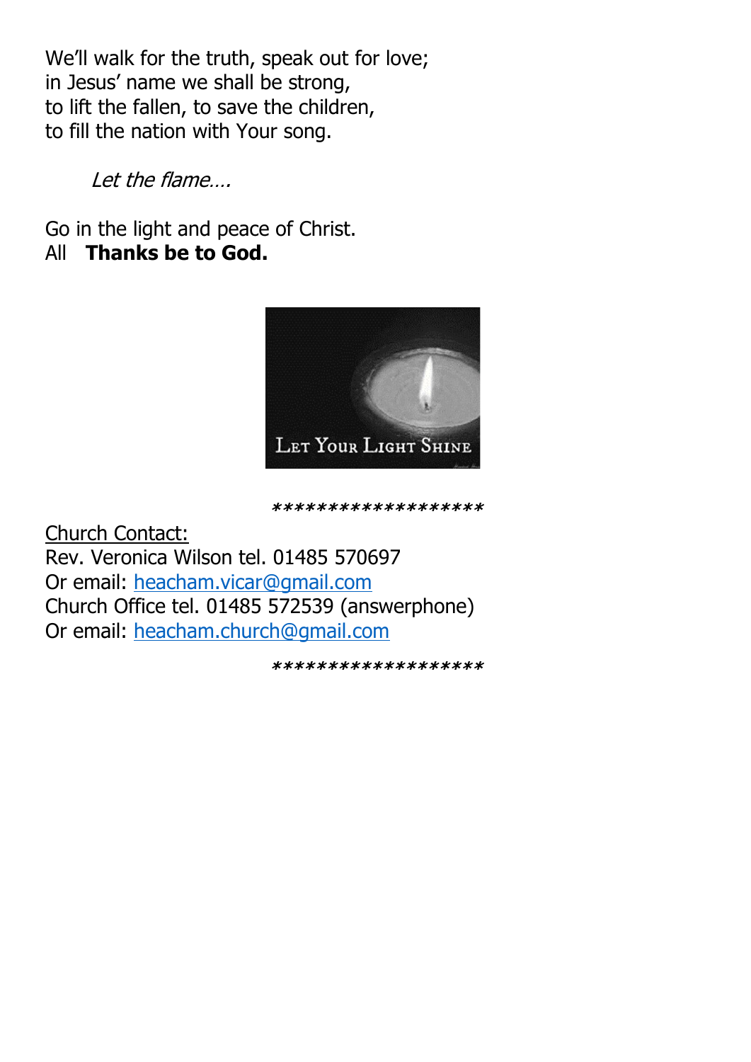We'll walk for the truth, speak out for love;
in Jesus' name we shall be strong,
to lift the fallen, to save the children,
to fill the nation with Your song.

*Let the flame….*

Go in the light and peace of Christ.
All **Thanks be to God.**

LET YOUR LIGHT SHINE

*******************

Church Contact:
Rev. Veronica Wilson tel. 01485 570697
Or email: heacham.vicar@gmail.com
Church Office tel. 01485 572539 (answerphone)
Or email: heacham.church@gmail.com

*******************